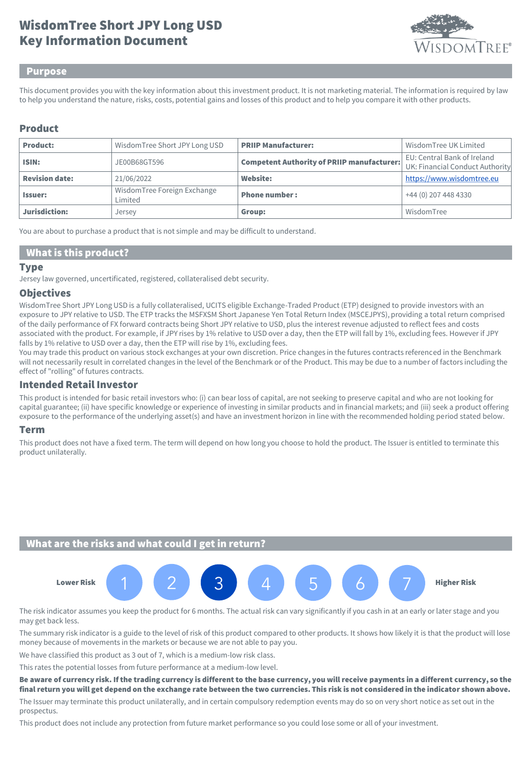# WisdomTree Short JPY Long USD Key Information Document

## Purpose

This document provides you with the key information about this investment product. It is not marketing material. The information is required by law to help you understand the nature, risks, costs, potential gains and losses of this product and to help you compare it with other products.

## Product

| **Product:** | WisdomTree Short JPY Long USD | **PRIIP Manufacturer:** | WisdomTree UK Limited |
|---|---|---|---|
| **ISIN:** | JE00B68GT596 | **Competent Authority of PRIIP manufacturer:** | EU: Central Bank of Ireland<br>UK: Financial Conduct Authority |
| **Revision date:** | 21/06/2022 | **Website:** | https://www.wisdomtree.eu |
| **Issuer:** | WisdomTree Foreign Exchange Limited | **Phone number :** | +44 (0) 207 448 4330 |
| **Jurisdiction:** | Jersey | **Group:** | WisdomTree |

You are about to purchase a product that is not simple and may be difficult to understand.

## What is this product?

### Type

Jersey law governed, uncertificated, registered, collateralised debt security.

### Objectives

WisdomTree Short JPY Long USD is a fully collateralised, UCITS eligible Exchange-Traded Product (ETP) designed to provide investors with an exposure to JPY relative to USD. The ETP tracks the MSFXSM Short Japanese Yen Total Return Index (MSCEJPYS), providing a total return comprised of the daily performance of FX forward contracts being Short JPY relative to USD, plus the interest revenue adjusted to reflect fees and costs associated with the product. For example, if JPY rises by 1% relative to USD over a day, then the ETP will fall by 1%, excluding fees. However if JPY falls by 1% relative to USD over a day, then the ETP will rise by 1%, excluding fees.

You may trade this product on various stock exchanges at your own discretion. Price changes in the futures contracts referenced in the Benchmark will not necessarily result in correlated changes in the level of the Benchmark or of the Product. This may be due to a number of factors including the effect of "rolling" of futures contracts.

### Intended Retail Investor

This product is intended for basic retail investors who: (i) can bear loss of capital, are not seeking to preserve capital and who are not looking for capital guarantee; (ii) have specific knowledge or experience of investing in similar products and in financial markets; and (iii) seek a product offering exposure to the performance of the underlying asset(s) and have an investment horizon in line with the recommended holding period stated below.

### Term

This product does not have a fixed term. The term will depend on how long you choose to hold the product. The Issuer is entitled to terminate this product unilaterally.

## What are the risks and what could I get in return?

Lower Risk 1 2 **3** 4 5 6 7 Higher Risk

The risk indicator assumes you keep the product for 6 months. The actual risk can vary significantly if you cash in at an early or later stage and you may get back less.

The summary risk indicator is a guide to the level of risk of this product compared to other products. It shows how likely it is that the product will lose money because of movements in the markets or because we are not able to pay you.

We have classified this product as 3 out of 7, which is a medium-low risk class.

This rates the potential losses from future performance at a medium-low level.

**Be aware of currency risk. If the trading currency is different to the base currency, you will receive payments in a different currency, so the final return you will get depend on the exchange rate between the two currencies. This risk is not considered in the indicator shown above.**

The Issuer may terminate this product unilaterally, and in certain compulsory redemption events may do so on very short notice as set out in the prospectus.

This product does not include any protection from future market performance so you could lose some or all of your investment.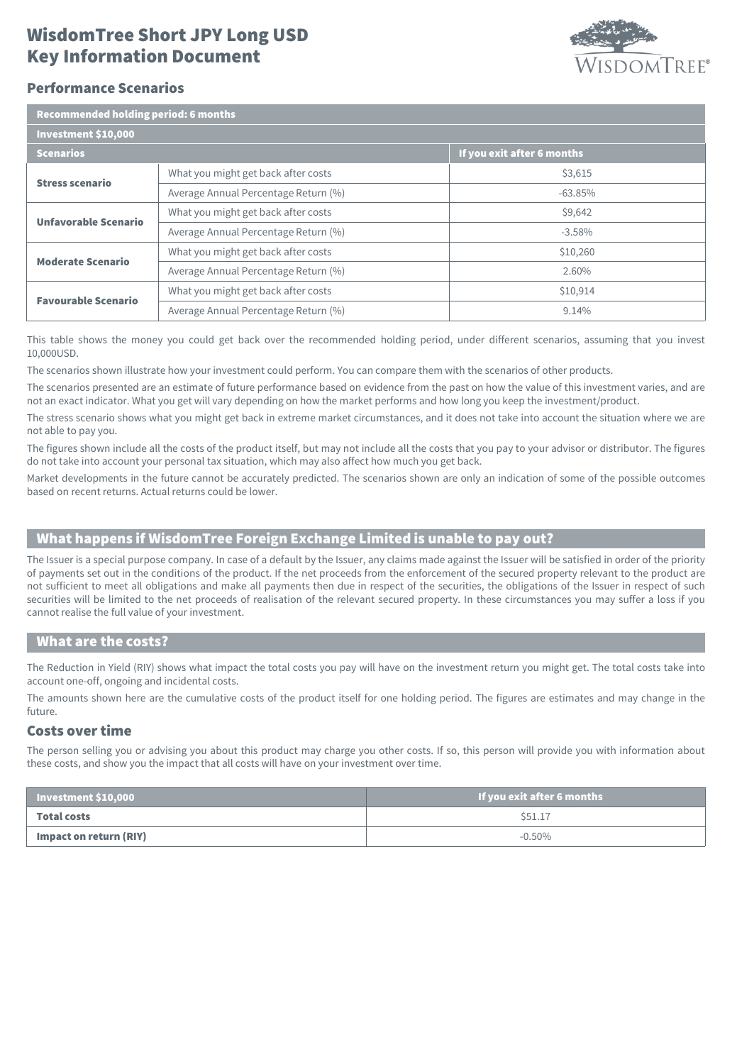# WisdomTree Short JPY Long USD Key Information Document

## Performance Scenarios

| Recommended holding period: 6 months | | |
|---|---|---|
| **Investment $10,000** | | |
| **Scenarios** | | **If you exit after 6 months** |
| **Stress scenario** | What you might get back after costs | $3,615 |
| | Average Annual Percentage Return (%) | -63.85% |
| **Unfavorable Scenario** | What you might get back after costs | $9,642 |
| | Average Annual Percentage Return (%) | -3.58% |
| **Moderate Scenario** | What you might get back after costs | $10,260 |
| | Average Annual Percentage Return (%) | 2.60% |
| **Favourable Scenario** | What you might get back after costs | $10,914 |
| | Average Annual Percentage Return (%) | 9.14% |

This table shows the money you could get back over the recommended holding period, under different scenarios, assuming that you invest 10,000USD.

The scenarios shown illustrate how your investment could perform. You can compare them with the scenarios of other products.

The scenarios presented are an estimate of future performance based on evidence from the past on how the value of this investment varies, and are not an exact indicator. What you get will vary depending on how the market performs and how long you keep the investment/product.

The stress scenario shows what you might get back in extreme market circumstances, and it does not take into account the situation where we are not able to pay you.

The figures shown include all the costs of the product itself, but may not include all the costs that you pay to your advisor or distributor. The figures do not take into account your personal tax situation, which may also affect how much you get back.

Market developments in the future cannot be accurately predicted. The scenarios shown are only an indication of some of the possible outcomes based on recent returns. Actual returns could be lower.

## What happens if WisdomTree Foreign Exchange Limited is unable to pay out?

The Issuer is a special purpose company. In case of a default by the Issuer, any claims made against the Issuer will be satisfied in order of the priority of payments set out in the conditions of the product. If the net proceeds from the enforcement of the secured property relevant to the product are not sufficient to meet all obligations and make all payments then due in respect of the securities, the obligations of the Issuer in respect of such securities will be limited to the net proceeds of realisation of the relevant secured property. In these circumstances you may suffer a loss if you cannot realise the full value of your investment.

## What are the costs?

The Reduction in Yield (RIY) shows what impact the total costs you pay will have on the investment return you might get. The total costs take into account one-off, ongoing and incidental costs.

The amounts shown here are the cumulative costs of the product itself for one holding period. The figures are estimates and may change in the future.

### Costs over time

The person selling you or advising you about this product may charge you other costs. If so, this person will provide you with information about these costs, and show you the impact that all costs will have on your investment over time.

| Investment $10,000 | If you exit after 6 months |
|---|---|
| **Total costs** | $51.17 |
| **Impact on return (RIY)** | -0.50% |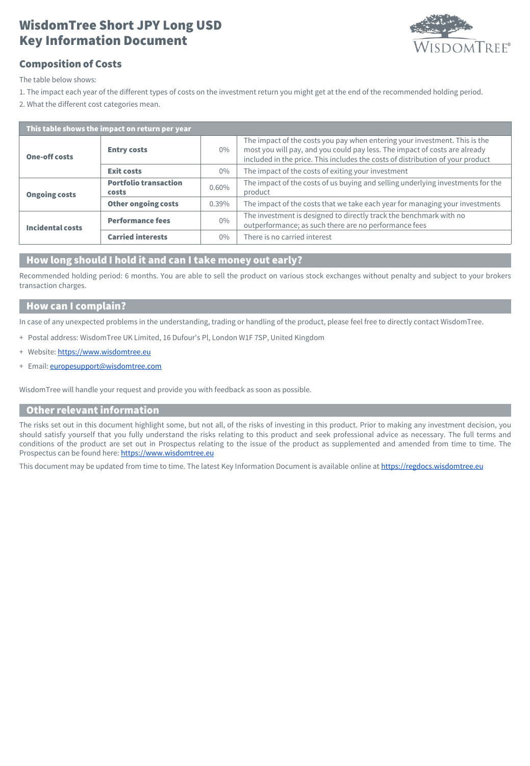# WisdomTree Short JPY Long USD
# Key Information Document

## Composition of Costs

The table below shows:

1. The impact each year of the different types of costs on the investment return you might get at the end of the recommended holding period.
2. What the different cost categories mean.

| This table shows the impact on return per year | | | |
|---|---|---|---|
| One-off costs | Entry costs | 0% | The impact of the costs you pay when entering your investment. This is the most you will pay, and you could pay less. The impact of costs are already included in the price. This includes the costs of distribution of your product |
| | Exit costs | 0% | The impact of the costs of exiting your investment |
| Ongoing costs | Portfolio transaction costs | 0.60% | The impact of the costs of us buying and selling underlying investments for the product |
| | Other ongoing costs | 0.39% | The impact of the costs that we take each year for managing your investments |
| Incidental costs | Performance fees | 0% | The investment is designed to directly track the benchmark with no outperformance; as such there are no performance fees |
| | Carried interests | 0% | There is no carried interest |

## How long should I hold it and can I take money out early?

Recommended holding period: 6 months. You are able to sell the product on various stock exchanges without penalty and subject to your brokers transaction charges.

## How can I complain?

In case of any unexpected problems in the understanding, trading or handling of the product, please feel free to directly contact WisdomTree.

+ Postal address: WisdomTree UK Limited, 16 Dufour's Pl, London W1F 7SP, United Kingdom
+ Website: https://www.wisdomtree.eu
+ Email: europesupport@wisdomtree.com

WisdomTree will handle your request and provide you with feedback as soon as possible.

## Other relevant information

The risks set out in this document highlight some, but not all, of the risks of investing in this product. Prior to making any investment decision, you should satisfy yourself that you fully understand the risks relating to this product and seek professional advice as necessary. The full terms and conditions of the product are set out in Prospectus relating to the issue of the product as supplemented and amended from time to time. The Prospectus can be found here: https://www.wisdomtree.eu

This document may be updated from time to time. The latest Key Information Document is available online at https://regdocs.wisdomtree.eu